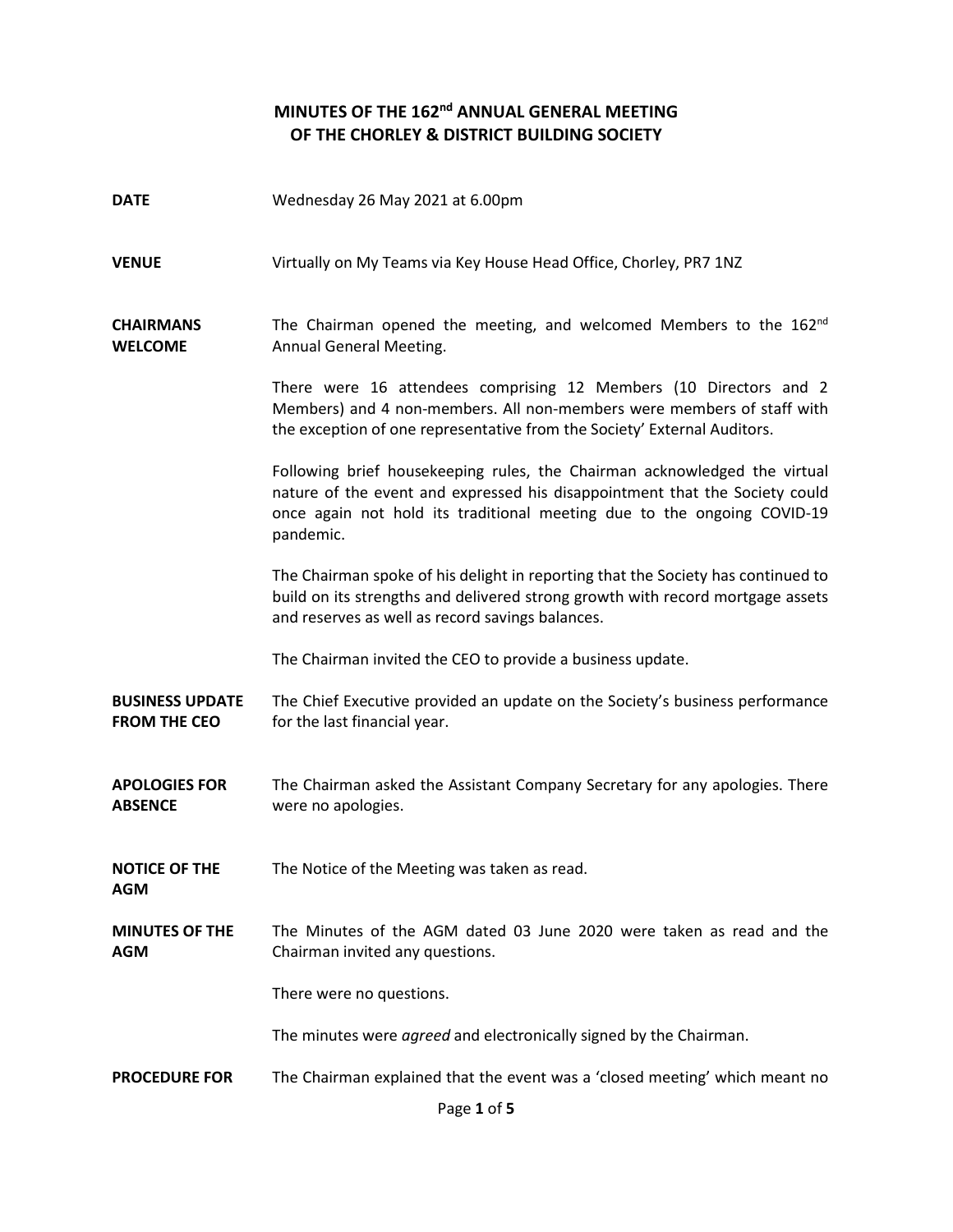# MINUTES OF THE 162nd ANNUAL GENERAL MEETING OF THE CHORLEY & DISTRICT BUILDING SOCIETY

**DATE** Wednesday 26 May 2021 at 6.00pm

**VENUE** Virtually on My Teams via Key House Head Office, Chorley, PR7 1NZ

**CHAIRMANS WELCOME**

The Chairman opened the meeting, and welcomed Members to the 162nd Annual General Meeting.

There were 16 attendees comprising 12 Members (10 Directors and 2 Members) and 4 non-members. All non-members were members of staff with the exception of one representative from the Society' External Auditors.

Following brief housekeeping rules, the Chairman acknowledged the virtual nature of the event and expressed his disappointment that the Society could once again not hold its traditional meeting due to the ongoing COVID-19 pandemic.

The Chairman spoke of his delight in reporting that the Society has continued to build on its strengths and delivered strong growth with record mortgage assets and reserves as well as record savings balances.

The Chairman invited the CEO to provide a business update.

**BUSINESS UPDATE FROM THE CEO**

The Chief Executive provided an update on the Society's business performance for the last financial year.

**APOLOGIES FOR ABSENCE**

The Chairman asked the Assistant Company Secretary for any apologies. There were no apologies.

**NOTICE OF THE AGM**

The Notice of the Meeting was taken as read.

**MINUTES OF THE AGM**

The Minutes of the AGM dated 03 June 2020 were taken as read and the Chairman invited any questions.

There were no questions.

The minutes were *agreed* and electronically signed by the Chairman.

**PROCEDURE FOR**

The Chairman explained that the event was a 'closed meeting' which meant no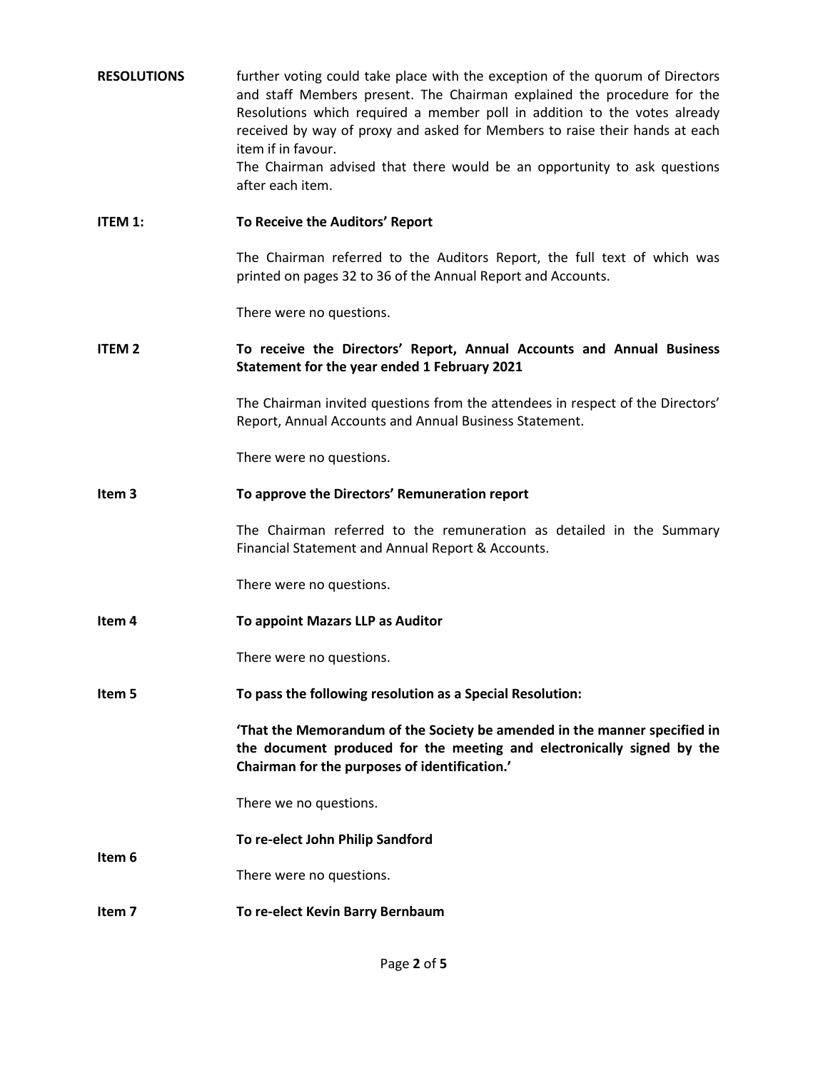**RESOLUTIONS**

further voting could take place with the exception of the quorum of Directors and staff Members present. The Chairman explained the procedure for the Resolutions which required a member poll in addition to the votes already received by way of proxy and asked for Members to raise their hands at each item if in favour.

The Chairman advised that there would be an opportunity to ask questions after each item.

**ITEM 1: To Receive the Auditors' Report**

The Chairman referred to the Auditors Report, the full text of which was printed on pages 32 to 36 of the Annual Report and Accounts.

There were no questions.

**ITEM 2 To receive the Directors' Report, Annual Accounts and Annual Business Statement for the year ended 1 February 2021**

The Chairman invited questions from the attendees in respect of the Directors' Report, Annual Accounts and Annual Business Statement.

There were no questions.

**Item 3 To approve the Directors' Remuneration report**

The Chairman referred to the remuneration as detailed in the Summary Financial Statement and Annual Report & Accounts.

There were no questions.

**Item 4 To appoint Mazars LLP as Auditor**

There were no questions.

**Item 5 To pass the following resolution as a Special Resolution:**

**'That the Memorandum of the Society be amended in the manner specified in the document produced for the meeting and electronically signed by the Chairman for the purposes of identification.'**

There we no questions.

**Item 6 To re-elect John Philip Sandford**

There were no questions.

**Item 7 To re-elect Kevin Barry Bernbaum**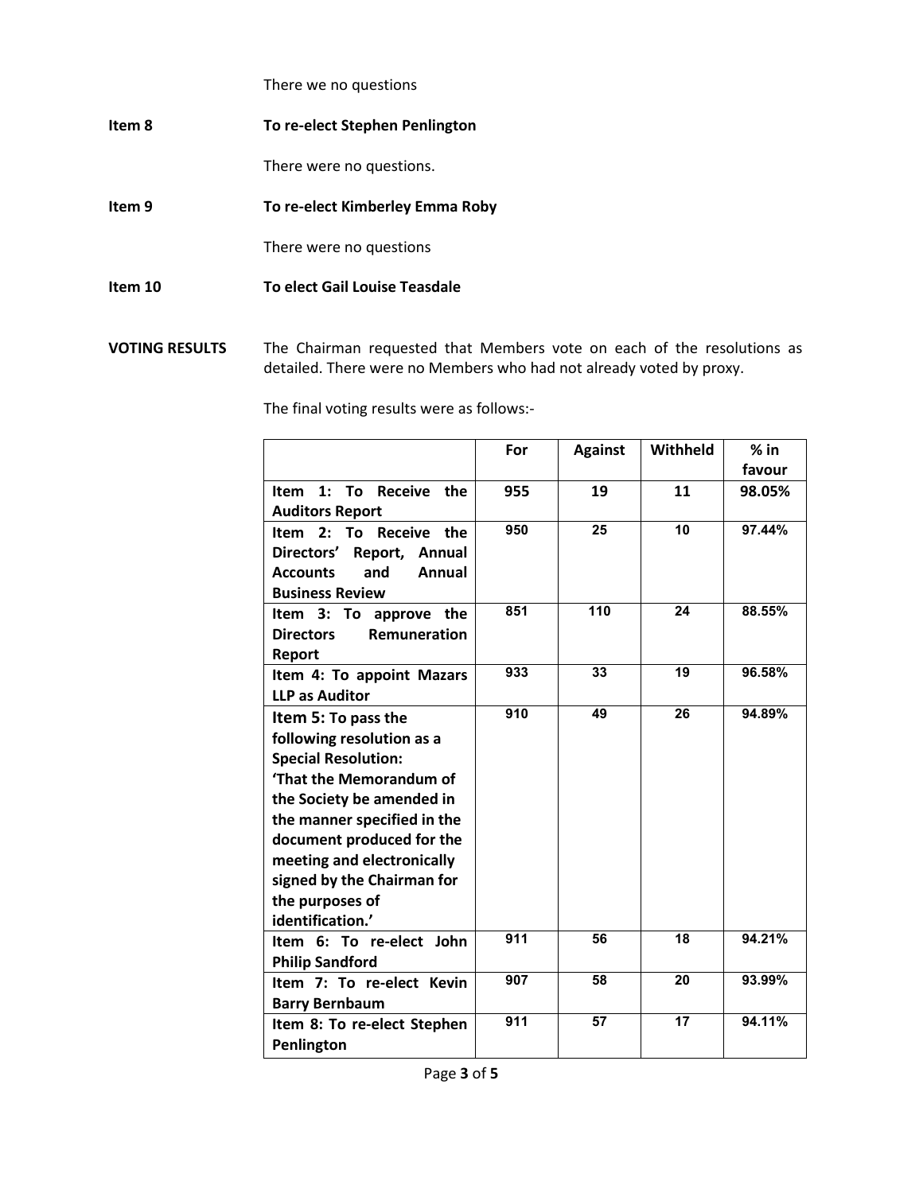There we no questions

**Item 8** **To re-elect Stephen Penlington**

There were no questions.

**Item 9** **To re-elect Kimberley Emma Roby**

There were no questions

**Item 10** **To elect Gail Louise Teasdale**

**VOTING RESULTS** The Chairman requested that Members vote on each of the resolutions as detailed. There were no Members who had not already voted by proxy.

The final voting results were as follows:-

| | For | Against | Withheld | % in favour |
|---|---|---|---|---|
| **Item 1: To Receive the Auditors Report** | **955** | **19** | **11** | **98.05%** |
| **Item 2: To Receive the Directors' Report, Annual Accounts and Annual Business Review** | **950** | **25** | **10** | **97.44%** |
| **Item 3: To approve the Directors Remuneration Report** | **851** | **110** | **24** | **88.55%** |
| **Item 4: To appoint Mazars LLP as Auditor** | **933** | **33** | **19** | **96.58%** |
| **Item 5: To pass the following resolution as a Special Resolution: 'That the Memorandum of the Society be amended in the manner specified in the document produced for the meeting and electronically signed by the Chairman for the purposes of identification.'** | **910** | **49** | **26** | **94.89%** |
| **Item 6: To re-elect John Philip Sandford** | **911** | **56** | **18** | **94.21%** |
| **Item 7: To re-elect Kevin Barry Bernbaum** | **907** | **58** | **20** | **93.99%** |
| **Item 8: To re-elect Stephen Penlington** | **911** | **57** | **17** | **94.11%** |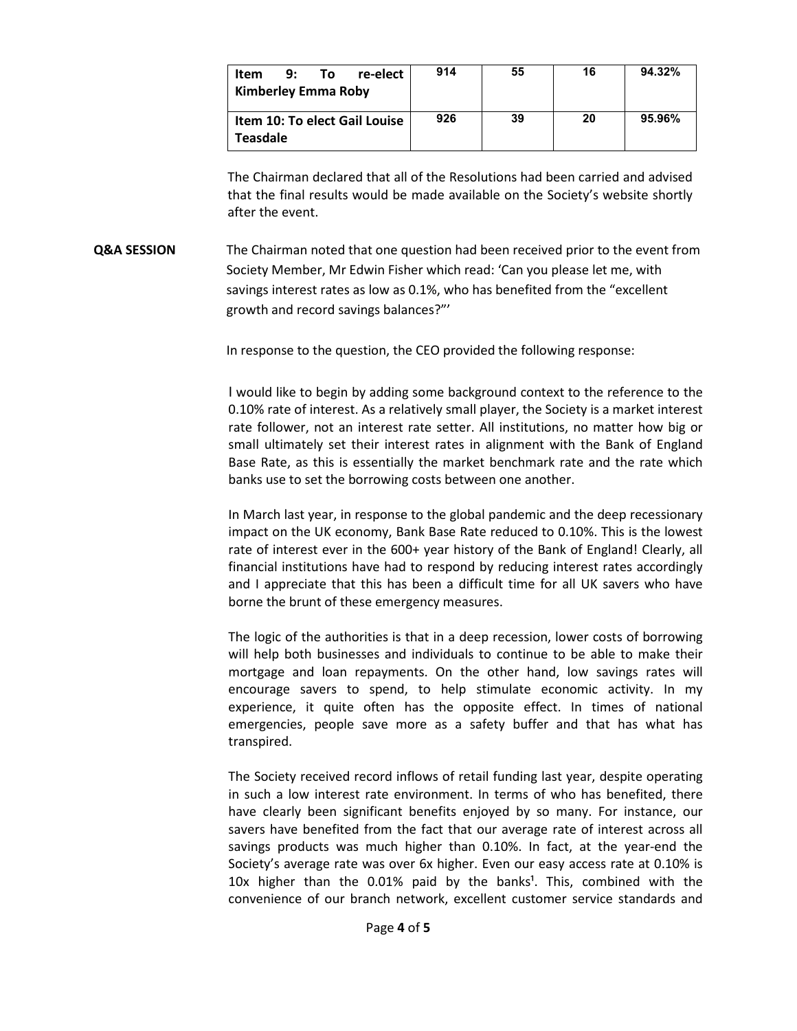| Item 9: To re-elect Kimberley Emma Roby | 914 | 55 | 16 | 94.32% |
|---|---|---|---|---|
| Item 10: To elect Gail Louise Teasdale | 926 | 39 | 20 | 95.96% |

The Chairman declared that all of the Resolutions had been carried and advised that the final results would be made available on the Society's website shortly after the event.

**Q&A SESSION**

The Chairman noted that one question had been received prior to the event from Society Member, Mr Edwin Fisher which read: 'Can you please let me, with savings interest rates as low as 0.1%, who has benefited from the "excellent growth and record savings balances?"'

In response to the question, the CEO provided the following response:

I would like to begin by adding some background context to the reference to the 0.10% rate of interest. As a relatively small player, the Society is a market interest rate follower, not an interest rate setter. All institutions, no matter how big or small ultimately set their interest rates in alignment with the Bank of England Base Rate, as this is essentially the market benchmark rate and the rate which banks use to set the borrowing costs between one another.

In March last year, in response to the global pandemic and the deep recessionary impact on the UK economy, Bank Base Rate reduced to 0.10%. This is the lowest rate of interest ever in the 600+ year history of the Bank of England! Clearly, all financial institutions have had to respond by reducing interest rates accordingly and I appreciate that this has been a difficult time for all UK savers who have borne the brunt of these emergency measures.

The logic of the authorities is that in a deep recession, lower costs of borrowing will help both businesses and individuals to continue to be able to make their mortgage and loan repayments. On the other hand, low savings rates will encourage savers to spend, to help stimulate economic activity. In my experience, it quite often has the opposite effect. In times of national emergencies, people save more as a safety buffer and that has what has transpired.

The Society received record inflows of retail funding last year, despite operating in such a low interest rate environment. In terms of who has benefited, there have clearly been significant benefits enjoyed by so many. For instance, our savers have benefited from the fact that our average rate of interest across all savings products was much higher than 0.10%. In fact, at the year-end the Society's average rate was over 6x higher. Even our easy access rate at 0.10% is 10x higher than the 0.01% paid by the banks[1]. This, combined with the convenience of our branch network, excellent customer service standards and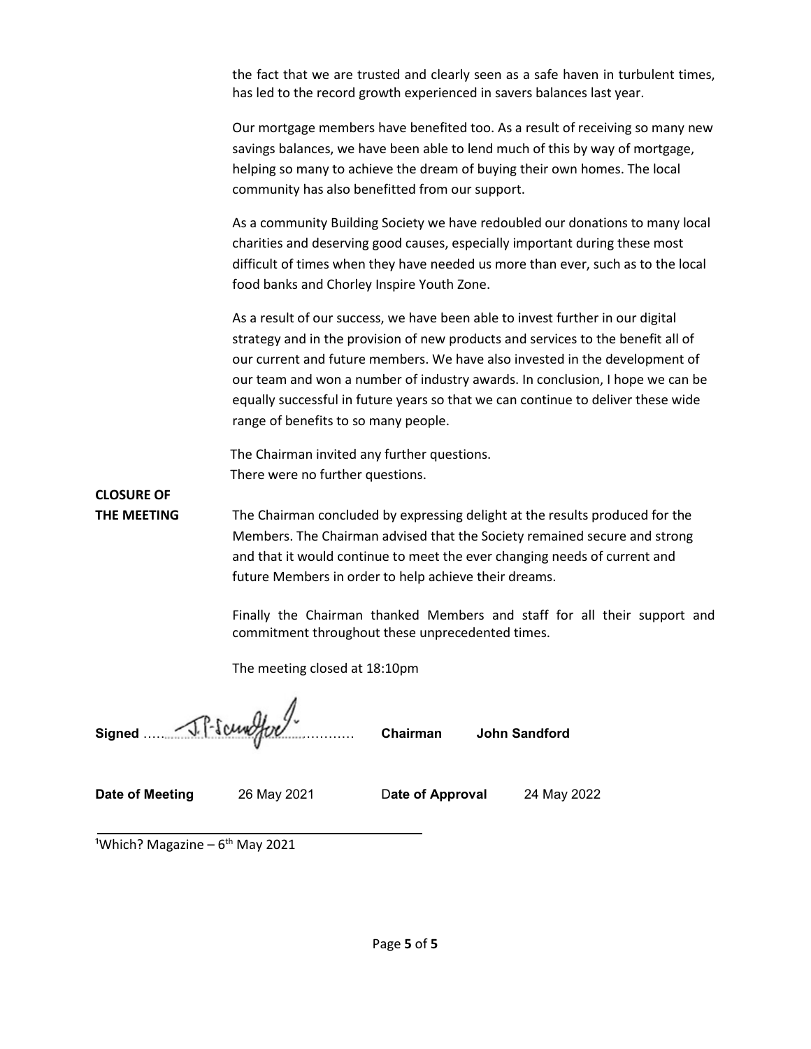the fact that we are trusted and clearly seen as a safe haven in turbulent times, has led to the record growth experienced in savers balances last year.

Our mortgage members have benefited too. As a result of receiving so many new savings balances, we have been able to lend much of this by way of mortgage, helping so many to achieve the dream of buying their own homes. The local community has also benefitted from our support.

As a community Building Society we have redoubled our donations to many local charities and deserving good causes, especially important during these most difficult of times when they have needed us more than ever, such as to the local food banks and Chorley Inspire Youth Zone.

As a result of our success, we have been able to invest further in our digital strategy and in the provision of new products and services to the benefit all of our current and future members. We have also invested in the development of our team and won a number of industry awards. In conclusion, I hope we can be equally successful in future years so that we can continue to deliver these wide range of benefits to so many people.

The Chairman invited any further questions.
There were no further questions.

**CLOSURE OF THE MEETING**

The Chairman concluded by expressing delight at the results produced for the Members. The Chairman advised that the Society remained secure and strong and that it would continue to meet the ever changing needs of current and future Members in order to help achieve their dreams.

Finally the Chairman thanked Members and staff for all their support and commitment throughout these unprecedented times.

The meeting closed at 18:10pm

**Signed** ……J.P. Sandford………… **Chairman** **John Sandford**

**Date of Meeting** 26 May 2021 **Date of Approval** 24 May 2022

[1]Which? Magazine – 6th May 2021